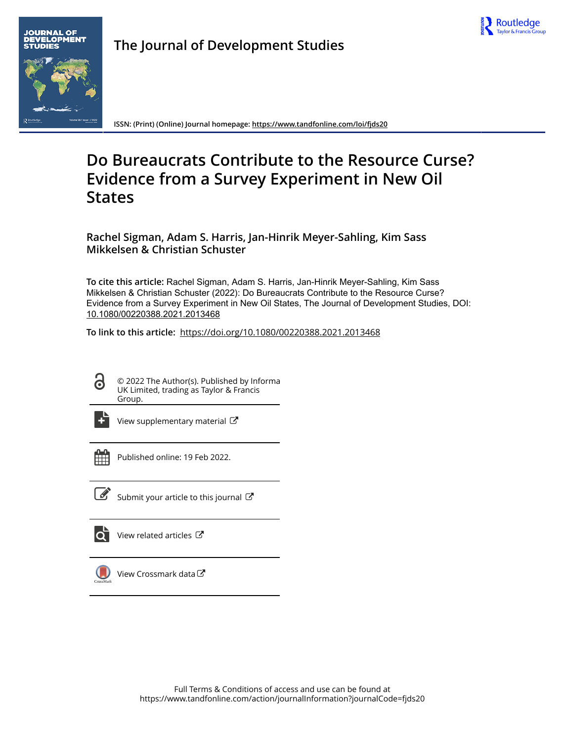The Journal of Development Studies

ISSN: (Print) (Online) Journal homepage: https://www.tandfonline.com/loi/fjds20

# Do Bureaucrats Contribute to the Resource Curse? Evidence from a Survey Experiment in New Oil States

**Rachel Sigman, Adam S. Harris, Jan-Hinrik Meyer-Sahling, Kim Sass Mikkelsen & Christian Schuster**

**To cite this article:** Rachel Sigman, Adam S. Harris, Jan-Hinrik Meyer-Sahling, Kim Sass Mikkelsen & Christian Schuster (2022): Do Bureaucrats Contribute to the Resource Curse? Evidence from a Survey Experiment in New Oil States, The Journal of Development Studies, DOI: 10.1080/00220388.2021.2013468

**To link to this article:** https://doi.org/10.1080/00220388.2021.2013468

© 2022 The Author(s). Published by Informa UK Limited, trading as Taylor & Francis Group.

View supplementary material

Published online: 19 Feb 2022.

Submit your article to this journal

View related articles

View Crossmark data

Full Terms & Conditions of access and use can be found at
https://www.tandfonline.com/action/journalInformation?journalCode=fjds20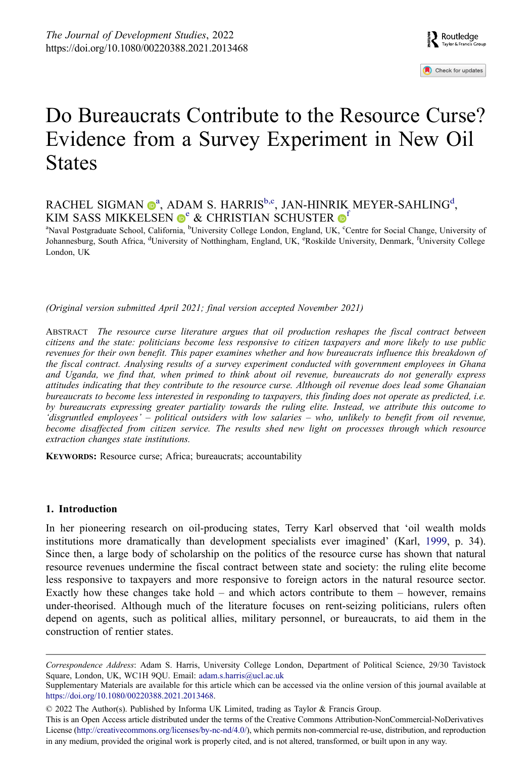# Do Bureaucrats Contribute to the Resource Curse? Evidence from a Survey Experiment in New Oil States

RACHEL SIGMAN[a], ADAM S. HARRIS[b,c], JAN-HINRIK MEYER-SAHLING[d], KIM SASS MIKKELSEN[e] & CHRISTIAN SCHUSTER[f]

[a]Naval Postgraduate School, California, [b]University College London, England, UK, [c]Centre for Social Change, University of Johannesburg, South Africa, [d]University of Notthingham, England, UK, [e]Roskilde University, Denmark, [f]University College London, UK

*(Original version submitted April 2021; final version accepted November 2021)*

ABSTRACT *The resource curse literature argues that oil production reshapes the fiscal contract between citizens and the state: politicians become less responsive to citizen taxpayers and more likely to use public revenues for their own benefit. This paper examines whether and how bureaucrats influence this breakdown of the fiscal contract. Analysing results of a survey experiment conducted with government employees in Ghana and Uganda, we find that, when primed to think about oil revenue, bureaucrats do not generally express attitudes indicating that they contribute to the resource curse. Although oil revenue does lead some Ghanaian bureaucrats to become less interested in responding to taxpayers, this finding does not operate as predicted, i.e. by bureaucrats expressing greater partiality towards the ruling elite. Instead, we attribute this outcome to 'disgruntled employees' – political outsiders with low salaries – who, unlikely to benefit from oil revenue, become disaffected from citizen service. The results shed new light on processes through which resource extraction changes state institutions.*

**KEYWORDS:** Resource curse; Africa; bureaucrats; accountability

## 1. Introduction

In her pioneering research on oil-producing states, Terry Karl observed that 'oil wealth molds institutions more dramatically than development specialists ever imagined' (Karl, 1999, p. 34). Since then, a large body of scholarship on the politics of the resource curse has shown that natural resource revenues undermine the fiscal contract between state and society: the ruling elite become less responsive to taxpayers and more responsive to foreign actors in the natural resource sector. Exactly how these changes take hold – and which actors contribute to them – however, remains under-theorised. Although much of the literature focuses on rent-seizing politicians, rulers often depend on agents, such as political allies, military personnel, or bureaucrats, to aid them in the construction of rentier states.

---

*Correspondence Address*: Adam S. Harris, University College London, Department of Political Science, 29/30 Tavistock Square, London, UK, WC1H 9QU. Email: adam.s.harris@ucl.ac.uk

Supplementary Materials are available for this article which can be accessed via the online version of this journal available at https://doi.org/10.1080/00220388.2021.2013468.

© 2022 The Author(s). Published by Informa UK Limited, trading as Taylor & Francis Group.

This is an Open Access article distributed under the terms of the Creative Commons Attribution-NonCommercial-NoDerivatives License (http://creativecommons.org/licenses/by-nc-nd/4.0/), which permits non-commercial re-use, distribution, and reproduction in any medium, provided the original work is properly cited, and is not altered, transformed, or built upon in any way.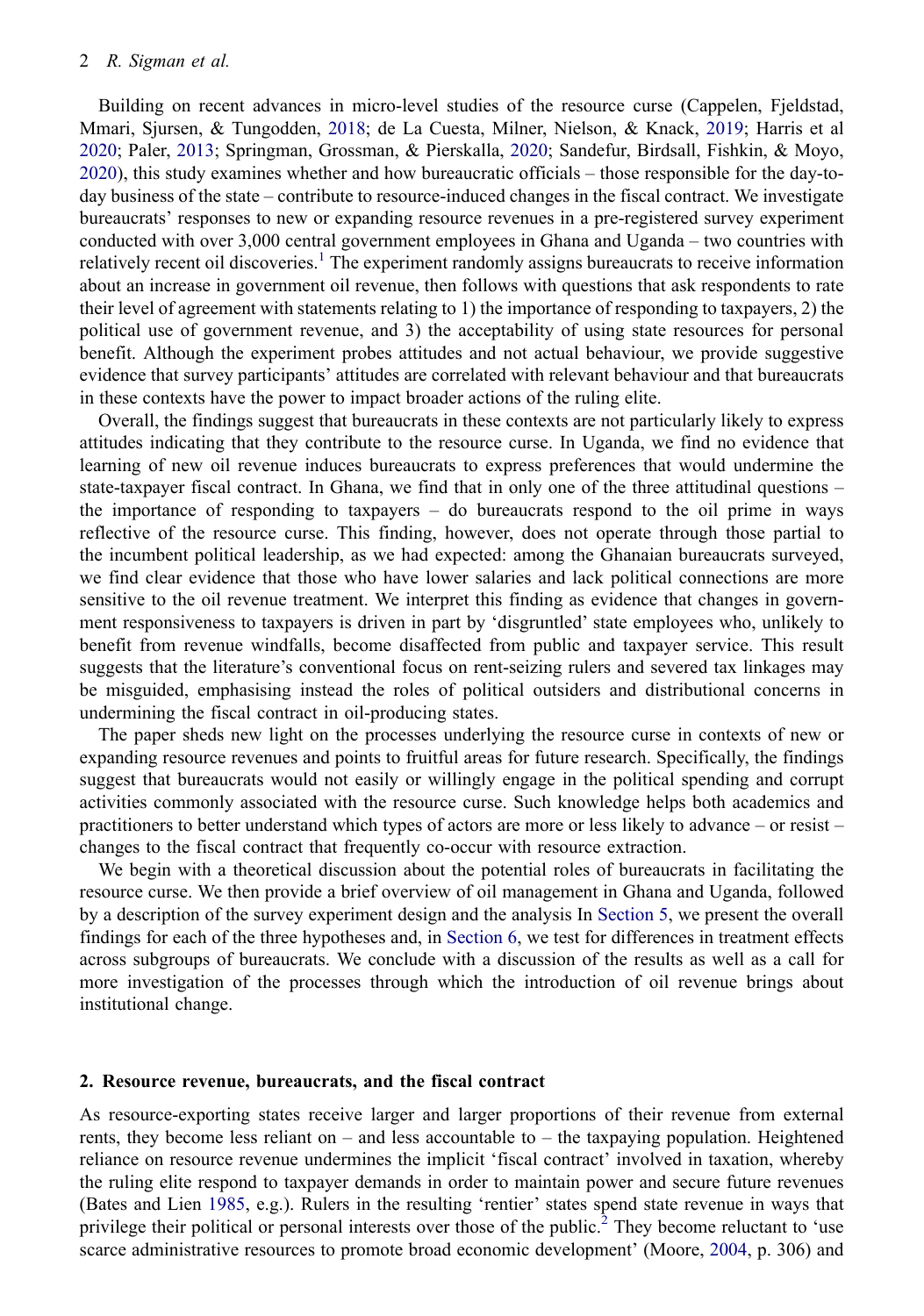Building on recent advances in micro-level studies of the resource curse (Cappelen, Fjeldstad, Mmari, Sjursen, & Tungodden, 2018; de La Cuesta, Milner, Nielson, & Knack, 2019; Harris et al 2020; Paler, 2013; Springman, Grossman, & Pierskalla, 2020; Sandefur, Birdsall, Fishkin, & Moyo, 2020), this study examines whether and how bureaucratic officials – those responsible for the day-to-day business of the state – contribute to resource-induced changes in the fiscal contract. We investigate bureaucrats' responses to new or expanding resource revenues in a pre-registered survey experiment conducted with over 3,000 central government employees in Ghana and Uganda – two countries with relatively recent oil discoveries.[1] The experiment randomly assigns bureaucrats to receive information about an increase in government oil revenue, then follows with questions that ask respondents to rate their level of agreement with statements relating to 1) the importance of responding to taxpayers, 2) the political use of government revenue, and 3) the acceptability of using state resources for personal benefit. Although the experiment probes attitudes and not actual behaviour, we provide suggestive evidence that survey participants' attitudes are correlated with relevant behaviour and that bureaucrats in these contexts have the power to impact broader actions of the ruling elite.

Overall, the findings suggest that bureaucrats in these contexts are not particularly likely to express attitudes indicating that they contribute to the resource curse. In Uganda, we find no evidence that learning of new oil revenue induces bureaucrats to express preferences that would undermine the state-taxpayer fiscal contract. In Ghana, we find that in only one of the three attitudinal questions – the importance of responding to taxpayers – do bureaucrats respond to the oil prime in ways reflective of the resource curse. This finding, however, does not operate through those partial to the incumbent political leadership, as we had expected: among the Ghanaian bureaucrats surveyed, we find clear evidence that those who have lower salaries and lack political connections are more sensitive to the oil revenue treatment. We interpret this finding as evidence that changes in government responsiveness to taxpayers is driven in part by 'disgruntled' state employees who, unlikely to benefit from revenue windfalls, become disaffected from public and taxpayer service. This result suggests that the literature's conventional focus on rent-seizing rulers and severed tax linkages may be misguided, emphasising instead the roles of political outsiders and distributional concerns in undermining the fiscal contract in oil-producing states.

The paper sheds new light on the processes underlying the resource curse in contexts of new or expanding resource revenues and points to fruitful areas for future research. Specifically, the findings suggest that bureaucrats would not easily or willingly engage in the political spending and corrupt activities commonly associated with the resource curse. Such knowledge helps both academics and practitioners to better understand which types of actors are more or less likely to advance – or resist – changes to the fiscal contract that frequently co-occur with resource extraction.

We begin with a theoretical discussion about the potential roles of bureaucrats in facilitating the resource curse. We then provide a brief overview of oil management in Ghana and Uganda, followed by a description of the survey experiment design and the analysis In Section 5, we present the overall findings for each of the three hypotheses and, in Section 6, we test for differences in treatment effects across subgroups of bureaucrats. We conclude with a discussion of the results as well as a call for more investigation of the processes through which the introduction of oil revenue brings about institutional change.

## 2. Resource revenue, bureaucrats, and the fiscal contract

As resource-exporting states receive larger and larger proportions of their revenue from external rents, they become less reliant on – and less accountable to – the taxpaying population. Heightened reliance on resource revenue undermines the implicit 'fiscal contract' involved in taxation, whereby the ruling elite respond to taxpayer demands in order to maintain power and secure future revenues (Bates and Lien 1985, e.g.). Rulers in the resulting 'rentier' states spend state revenue in ways that privilege their political or personal interests over those of the public.[2] They become reluctant to 'use scarce administrative resources to promote broad economic development' (Moore, 2004, p. 306) and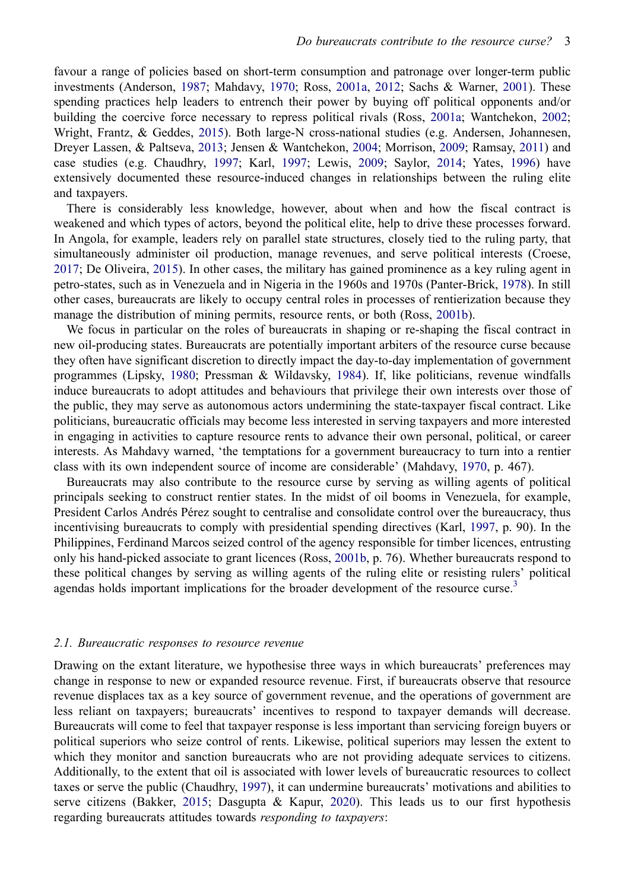favour a range of policies based on short-term consumption and patronage over longer-term public investments (Anderson, 1987; Mahdavy, 1970; Ross, 2001a, 2012; Sachs & Warner, 2001). These spending practices help leaders to entrench their power by buying off political opponents and/or building the coercive force necessary to repress political rivals (Ross, 2001a; Wantchekon, 2002; Wright, Frantz, & Geddes, 2015). Both large-N cross-national studies (e.g. Andersen, Johannesen, Dreyer Lassen, & Paltseva, 2013; Jensen & Wantchekon, 2004; Morrison, 2009; Ramsay, 2011) and case studies (e.g. Chaudhry, 1997; Karl, 1997; Lewis, 2009; Saylor, 2014; Yates, 1996) have extensively documented these resource-induced changes in relationships between the ruling elite and taxpayers.

There is considerably less knowledge, however, about when and how the fiscal contract is weakened and which types of actors, beyond the political elite, help to drive these processes forward. In Angola, for example, leaders rely on parallel state structures, closely tied to the ruling party, that simultaneously administer oil production, manage revenues, and serve political interests (Croese, 2017; De Oliveira, 2015). In other cases, the military has gained prominence as a key ruling agent in petro-states, such as in Venezuela and in Nigeria in the 1960s and 1970s (Panter-Brick, 1978). In still other cases, bureaucrats are likely to occupy central roles in processes of rentierization because they manage the distribution of mining permits, resource rents, or both (Ross, 2001b).

We focus in particular on the roles of bureaucrats in shaping or re-shaping the fiscal contract in new oil-producing states. Bureaucrats are potentially important arbiters of the resource curse because they often have significant discretion to directly impact the day-to-day implementation of government programmes (Lipsky, 1980; Pressman & Wildavsky, 1984). If, like politicians, revenue windfalls induce bureaucrats to adopt attitudes and behaviours that privilege their own interests over those of the public, they may serve as autonomous actors undermining the state-taxpayer fiscal contract. Like politicians, bureaucratic officials may become less interested in serving taxpayers and more interested in engaging in activities to capture resource rents to advance their own personal, political, or career interests. As Mahdavy warned, 'the temptations for a government bureaucracy to turn into a rentier class with its own independent source of income are considerable' (Mahdavy, 1970, p. 467).

Bureaucrats may also contribute to the resource curse by serving as willing agents of political principals seeking to construct rentier states. In the midst of oil booms in Venezuela, for example, President Carlos Andrés Pérez sought to centralise and consolidate control over the bureaucracy, thus incentivising bureaucrats to comply with presidential spending directives (Karl, 1997, p. 90). In the Philippines, Ferdinand Marcos seized control of the agency responsible for timber licences, entrusting only his hand-picked associate to grant licences (Ross, 2001b, p. 76). Whether bureaucrats respond to these political changes by serving as willing agents of the ruling elite or resisting rulers' political agendas holds important implications for the broader development of the resource curse.[3]

### 2.1. Bureaucratic responses to resource revenue

Drawing on the extant literature, we hypothesise three ways in which bureaucrats' preferences may change in response to new or expanded resource revenue. First, if bureaucrats observe that resource revenue displaces tax as a key source of government revenue, and the operations of government are less reliant on taxpayers; bureaucrats' incentives to respond to taxpayer demands will decrease. Bureaucrats will come to feel that taxpayer response is less important than servicing foreign buyers or political superiors who seize control of rents. Likewise, political superiors may lessen the extent to which they monitor and sanction bureaucrats who are not providing adequate services to citizens. Additionally, to the extent that oil is associated with lower levels of bureaucratic resources to collect taxes or serve the public (Chaudhry, 1997), it can undermine bureaucrats' motivations and abilities to serve citizens (Bakker, 2015; Dasgupta & Kapur, 2020). This leads us to our first hypothesis regarding bureaucrats attitudes towards *responding to taxpayers*: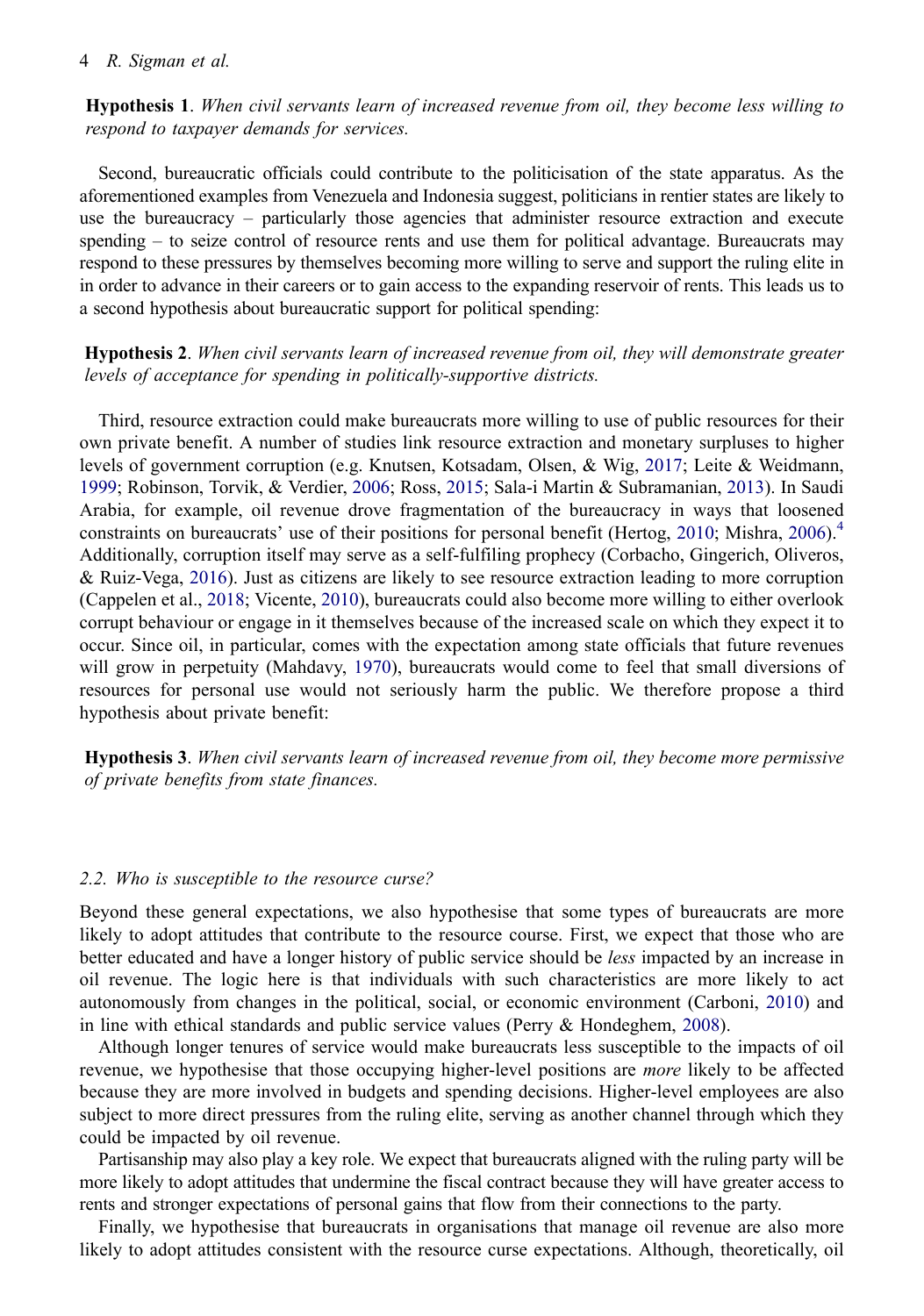**Hypothesis 1**. *When civil servants learn of increased revenue from oil, they become less willing to respond to taxpayer demands for services.*

Second, bureaucratic officials could contribute to the politicisation of the state apparatus. As the aforementioned examples from Venezuela and Indonesia suggest, politicians in rentier states are likely to use the bureaucracy – particularly those agencies that administer resource extraction and execute spending – to seize control of resource rents and use them for political advantage. Bureaucrats may respond to these pressures by themselves becoming more willing to serve and support the ruling elite in in order to advance in their careers or to gain access to the expanding reservoir of rents. This leads us to a second hypothesis about bureaucratic support for political spending:

**Hypothesis 2**. *When civil servants learn of increased revenue from oil, they will demonstrate greater levels of acceptance for spending in politically-supportive districts.*

Third, resource extraction could make bureaucrats more willing to use of public resources for their own private benefit. A number of studies link resource extraction and monetary surpluses to higher levels of government corruption (e.g. Knutsen, Kotsadam, Olsen, & Wig, 2017; Leite & Weidmann, 1999; Robinson, Torvik, & Verdier, 2006; Ross, 2015; Sala-i Martin & Subramanian, 2013). In Saudi Arabia, for example, oil revenue drove fragmentation of the bureaucracy in ways that loosened constraints on bureaucrats' use of their positions for personal benefit (Hertog, 2010; Mishra, 2006).[4] Additionally, corruption itself may serve as a self-fulfiling prophecy (Corbacho, Gingerich, Oliveros, & Ruiz-Vega, 2016). Just as citizens are likely to see resource extraction leading to more corruption (Cappelen et al., 2018; Vicente, 2010), bureaucrats could also become more willing to either overlook corrupt behaviour or engage in it themselves because of the increased scale on which they expect it to occur. Since oil, in particular, comes with the expectation among state officials that future revenues will grow in perpetuity (Mahdavy, 1970), bureaucrats would come to feel that small diversions of resources for personal use would not seriously harm the public. We therefore propose a third hypothesis about private benefit:

**Hypothesis 3**. *When civil servants learn of increased revenue from oil, they become more permissive of private benefits from state finances.*

### 2.2. Who is susceptible to the resource curse?

Beyond these general expectations, we also hypothesise that some types of bureaucrats are more likely to adopt attitudes that contribute to the resource course. First, we expect that those who are better educated and have a longer history of public service should be *less* impacted by an increase in oil revenue. The logic here is that individuals with such characteristics are more likely to act autonomously from changes in the political, social, or economic environment (Carboni, 2010) and in line with ethical standards and public service values (Perry & Hondeghem, 2008).

Although longer tenures of service would make bureaucrats less susceptible to the impacts of oil revenue, we hypothesise that those occupying higher-level positions are *more* likely to be affected because they are more involved in budgets and spending decisions. Higher-level employees are also subject to more direct pressures from the ruling elite, serving as another channel through which they could be impacted by oil revenue.

Partisanship may also play a key role. We expect that bureaucrats aligned with the ruling party will be more likely to adopt attitudes that undermine the fiscal contract because they will have greater access to rents and stronger expectations of personal gains that flow from their connections to the party.

Finally, we hypothesise that bureaucrats in organisations that manage oil revenue are also more likely to adopt attitudes consistent with the resource curse expectations. Although, theoretically, oil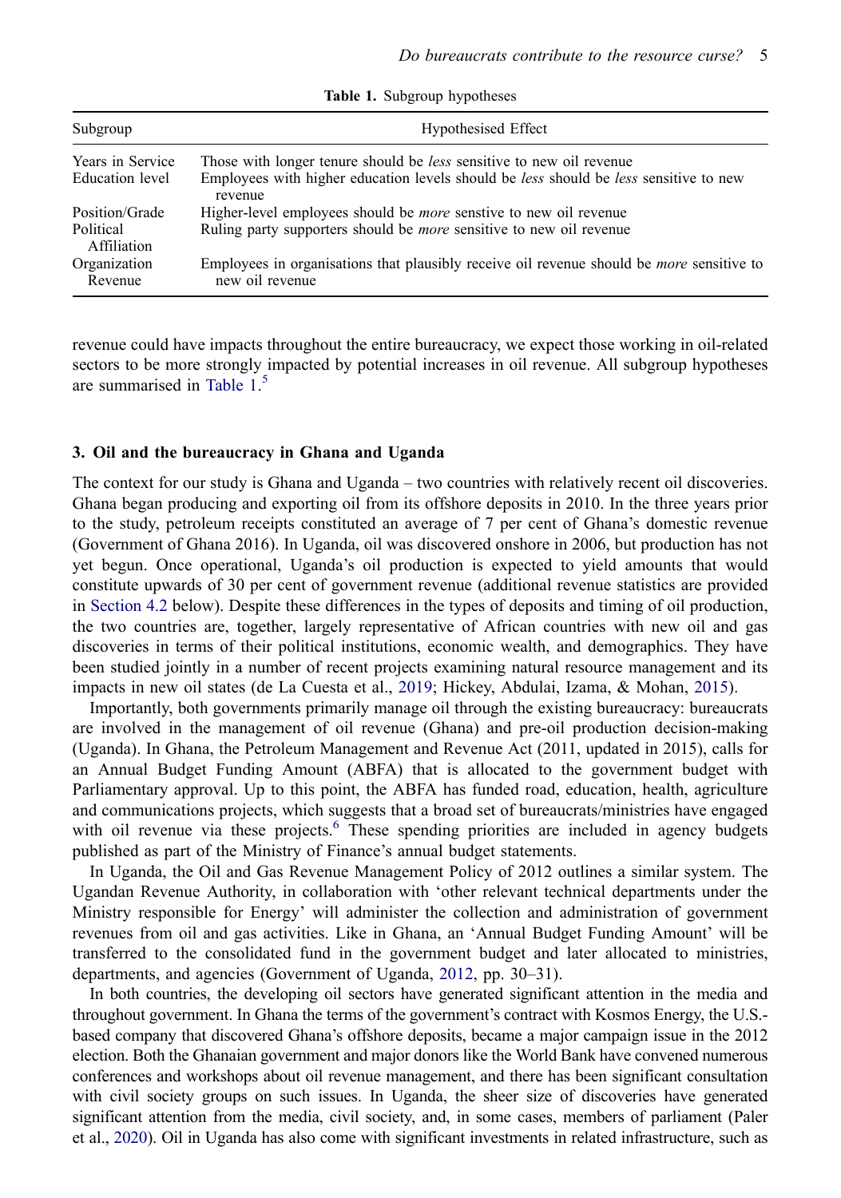**Table 1.** Subgroup hypotheses

| Subgroup | Hypothesised Effect |
|---|---|
| Years in Service | Those with longer tenure should be *less* sensitive to new oil revenue |
| Education level | Employees with higher education levels should be *less* should be *less* sensitive to new revenue |
| Position/Grade | Higher-level employees should be *more* senstive to new oil revenue |
| Political Affiliation | Ruling party supporters should be *more* sensitive to new oil revenue |
| Organization Revenue | Employees in organisations that plausibly receive oil revenue should be *more* sensitive to new oil revenue |

revenue could have impacts throughout the entire bureaucracy, we expect those working in oil-related sectors to be more strongly impacted by potential increases in oil revenue. All subgroup hypotheses are summarised in Table 1.[5]

### 3. Oil and the bureaucracy in Ghana and Uganda

The context for our study is Ghana and Uganda – two countries with relatively recent oil discoveries. Ghana began producing and exporting oil from its offshore deposits in 2010. In the three years prior to the study, petroleum receipts constituted an average of 7 per cent of Ghana's domestic revenue (Government of Ghana 2016). In Uganda, oil was discovered onshore in 2006, but production has not yet begun. Once operational, Uganda's oil production is expected to yield amounts that would constitute upwards of 30 per cent of government revenue (additional revenue statistics are provided in Section 4.2 below). Despite these differences in the types of deposits and timing of oil production, the two countries are, together, largely representative of African countries with new oil and gas discoveries in terms of their political institutions, economic wealth, and demographics. They have been studied jointly in a number of recent projects examining natural resource management and its impacts in new oil states (de La Cuesta et al., 2019; Hickey, Abdulai, Izama, & Mohan, 2015).

Importantly, both governments primarily manage oil through the existing bureaucracy: bureaucrats are involved in the management of oil revenue (Ghana) and pre-oil production decision-making (Uganda). In Ghana, the Petroleum Management and Revenue Act (2011, updated in 2015), calls for an Annual Budget Funding Amount (ABFA) that is allocated to the government budget with Parliamentary approval. Up to this point, the ABFA has funded road, education, health, agriculture and communications projects, which suggests that a broad set of bureaucrats/ministries have engaged with oil revenue via these projects.[6] These spending priorities are included in agency budgets published as part of the Ministry of Finance's annual budget statements.

In Uganda, the Oil and Gas Revenue Management Policy of 2012 outlines a similar system. The Ugandan Revenue Authority, in collaboration with 'other relevant technical departments under the Ministry responsible for Energy' will administer the collection and administration of government revenues from oil and gas activities. Like in Ghana, an 'Annual Budget Funding Amount' will be transferred to the consolidated fund in the government budget and later allocated to ministries, departments, and agencies (Government of Uganda, 2012, pp. 30–31).

In both countries, the developing oil sectors have generated significant attention in the media and throughout government. In Ghana the terms of the government's contract with Kosmos Energy, the U.S.-based company that discovered Ghana's offshore deposits, became a major campaign issue in the 2012 election. Both the Ghanaian government and major donors like the World Bank have convened numerous conferences and workshops about oil revenue management, and there has been significant consultation with civil society groups on such issues. In Uganda, the sheer size of discoveries have generated significant attention from the media, civil society, and, in some cases, members of parliament (Paler et al., 2020). Oil in Uganda has also come with significant investments in related infrastructure, such as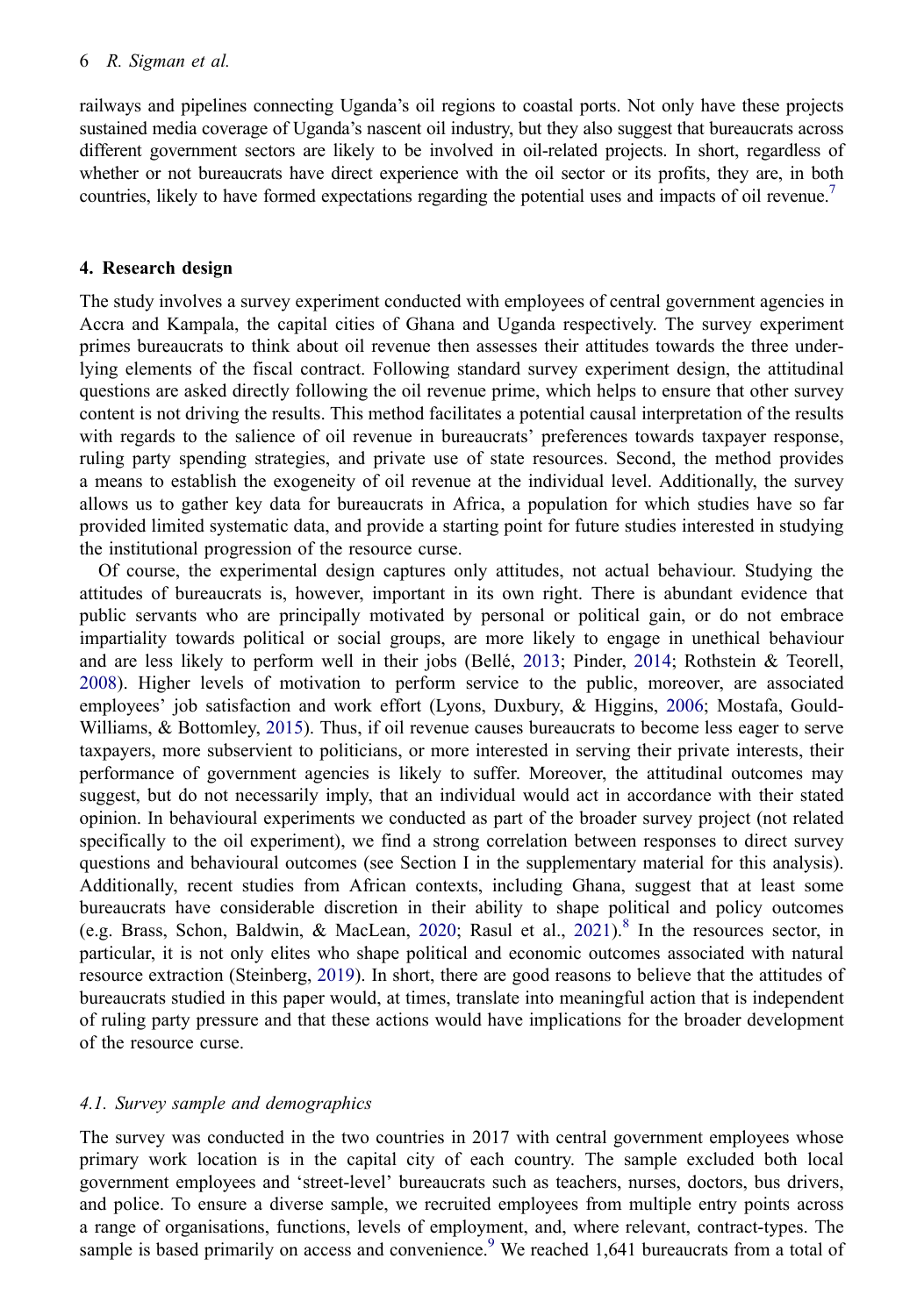railways and pipelines connecting Uganda's oil regions to coastal ports. Not only have these projects sustained media coverage of Uganda's nascent oil industry, but they also suggest that bureaucrats across different government sectors are likely to be involved in oil-related projects. In short, regardless of whether or not bureaucrats have direct experience with the oil sector or its profits, they are, in both countries, likely to have formed expectations regarding the potential uses and impacts of oil revenue.[7]

## 4. Research design

The study involves a survey experiment conducted with employees of central government agencies in Accra and Kampala, the capital cities of Ghana and Uganda respectively. The survey experiment primes bureaucrats to think about oil revenue then assesses their attitudes towards the three underlying elements of the fiscal contract. Following standard survey experiment design, the attitudinal questions are asked directly following the oil revenue prime, which helps to ensure that other survey content is not driving the results. This method facilitates a potential causal interpretation of the results with regards to the salience of oil revenue in bureaucrats' preferences towards taxpayer response, ruling party spending strategies, and private use of state resources. Second, the method provides a means to establish the exogeneity of oil revenue at the individual level. Additionally, the survey allows us to gather key data for bureaucrats in Africa, a population for which studies have so far provided limited systematic data, and provide a starting point for future studies interested in studying the institutional progression of the resource curse.

Of course, the experimental design captures only attitudes, not actual behaviour. Studying the attitudes of bureaucrats is, however, important in its own right. There is abundant evidence that public servants who are principally motivated by personal or political gain, or do not embrace impartiality towards political or social groups, are more likely to engage in unethical behaviour and are less likely to perform well in their jobs (Bellé, 2013; Pinder, 2014; Rothstein & Teorell, 2008). Higher levels of motivation to perform service to the public, moreover, are associated employees' job satisfaction and work effort (Lyons, Duxbury, & Higgins, 2006; Mostafa, Gould-Williams, & Bottomley, 2015). Thus, if oil revenue causes bureaucrats to become less eager to serve taxpayers, more subservient to politicians, or more interested in serving their private interests, their performance of government agencies is likely to suffer. Moreover, the attitudinal outcomes may suggest, but do not necessarily imply, that an individual would act in accordance with their stated opinion. In behavioural experiments we conducted as part of the broader survey project (not related specifically to the oil experiment), we find a strong correlation between responses to direct survey questions and behavioural outcomes (see Section I in the supplementary material for this analysis). Additionally, recent studies from African contexts, including Ghana, suggest that at least some bureaucrats have considerable discretion in their ability to shape political and policy outcomes (e.g. Brass, Schon, Baldwin, & MacLean, 2020; Rasul et al., 2021).[8] In the resources sector, in particular, it is not only elites who shape political and economic outcomes associated with natural resource extraction (Steinberg, 2019). In short, there are good reasons to believe that the attitudes of bureaucrats studied in this paper would, at times, translate into meaningful action that is independent of ruling party pressure and that these actions would have implications for the broader development of the resource curse.

### *4.1. Survey sample and demographics*

The survey was conducted in the two countries in 2017 with central government employees whose primary work location is in the capital city of each country. The sample excluded both local government employees and 'street-level' bureaucrats such as teachers, nurses, doctors, bus drivers, and police. To ensure a diverse sample, we recruited employees from multiple entry points across a range of organisations, functions, levels of employment, and, where relevant, contract-types. The sample is based primarily on access and convenience.[9] We reached 1,641 bureaucrats from a total of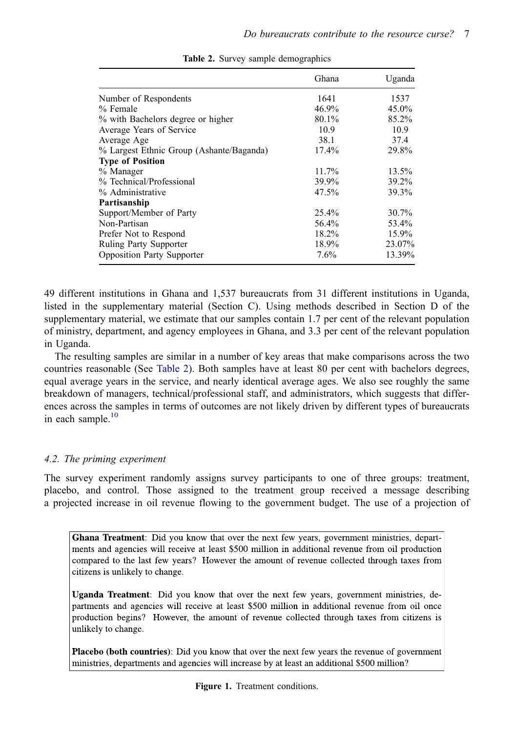**Table 2.** Survey sample demographics

| | Ghana | Uganda |
|---|---|---|
| Number of Respondents | 1641 | 1537 |
| % Female | 46.9% | 45.0% |
| % with Bachelors degree or higher | 80.1% | 85.2% |
| Average Years of Service | 10.9 | 10.9 |
| Average Age | 38.1 | 37.4 |
| % Largest Ethnic Group (Ashante/Baganda) | 17.4% | 29.8% |
| **Type of Position** | | |
| % Manager | 11.7% | 13.5% |
| % Technical/Professional | 39.9% | 39.2% |
| % Administrative | 47.5% | 39.3% |
| **Partisanship** | | |
| Support/Member of Party | 25.4% | 30.7% |
| Non-Partisan | 56.4% | 53.4% |
| Prefer Not to Respond | 18.2% | 15.9% |
| Ruling Party Supporter | 18.9% | 23.07% |
| Opposition Party Supporter | 7.6% | 13.39% |

49 different institutions in Ghana and 1,537 bureaucrats from 31 different institutions in Uganda, listed in the supplementary material (Section C). Using methods described in Section D of the supplementary material, we estimate that our samples contain 1.7 per cent of the relevant population of ministry, department, and agency employees in Ghana, and 3.3 per cent of the relevant population in Uganda.

The resulting samples are similar in a number of key areas that make comparisons across the two countries reasonable (See Table 2). Both samples have at least 80 per cent with bachelors degrees, equal average years in the service, and nearly identical average ages. We also see roughly the same breakdown of managers, technical/professional staff, and administrators, which suggests that differences across the samples in terms of outcomes are not likely driven by different types of bureaucrats in each sample.[10]

### *4.2. The priming experiment*

The survey experiment randomly assigns survey participants to one of three groups: treatment, placebo, and control. Those assigned to the treatment group received a message describing a projected increase in oil revenue flowing to the government budget. The use of a projection of

**Ghana Treatment**: Did you know that over the next few years, government ministries, departments and agencies will receive at least $500 million in additional revenue from oil production compared to the last few years? However the amount of revenue collected through taxes from citizens is unlikely to change.

**Uganda Treatment**: Did you know that over the next few years, government ministries, departments and agencies will receive at least $500 million in additional revenue from oil once production begins? However, the amount of revenue collected through taxes from citizens is unlikely to change.

**Placebo (both countries)**: Did you know that over the next few years the revenue of government ministries, departments and agencies will increase by at least an additional $500 million?

**Figure 1.** Treatment conditions.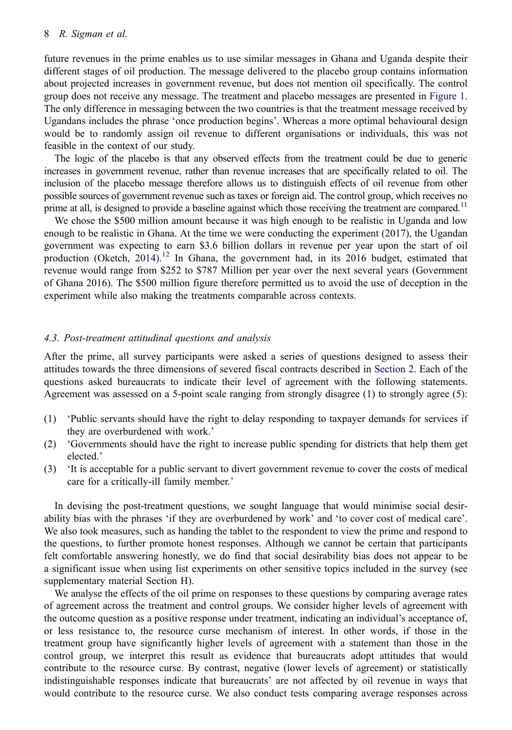future revenues in the prime enables us to use similar messages in Ghana and Uganda despite their different stages of oil production. The message delivered to the placebo group contains information about projected increases in government revenue, but does not mention oil specifically. The control group does not receive any message. The treatment and placebo messages are presented in Figure 1. The only difference in messaging between the two countries is that the treatment message received by Ugandans includes the phrase 'once production begins'. Whereas a more optimal behavioural design would be to randomly assign oil revenue to different organisations or individuals, this was not feasible in the context of our study.

The logic of the placebo is that any observed effects from the treatment could be due to generic increases in government revenue, rather than revenue increases that are specifically related to oil. The inclusion of the placebo message therefore allows us to distinguish effects of oil revenue from other possible sources of government revenue such as taxes or foreign aid. The control group, which receives no prime at all, is designed to provide a baseline against which those receiving the treatment are compared.[11]

We chose the \$500 million amount because it was high enough to be realistic in Uganda and low enough to be realistic in Ghana. At the time we were conducting the experiment (2017), the Ugandan government was expecting to earn \$3.6 billion dollars in revenue per year upon the start of oil production (Oketch, 2014).[12] In Ghana, the government had, in its 2016 budget, estimated that revenue would range from \$252 to \$787 Million per year over the next several years (Government of Ghana 2016). The \$500 million figure therefore permitted us to avoid the use of deception in the experiment while also making the treatments comparable across contexts.

### 4.3. Post-treatment attitudinal questions and analysis

After the prime, all survey participants were asked a series of questions designed to assess their attitudes towards the three dimensions of severed fiscal contracts described in Section 2. Each of the questions asked bureaucrats to indicate their level of agreement with the following statements. Agreement was assessed on a 5-point scale ranging from strongly disagree (1) to strongly agree (5):

(1) 'Public servants should have the right to delay responding to taxpayer demands for services if they are overburdened with work.'
(2) 'Governments should have the right to increase public spending for districts that help them get elected.'
(3) 'It is acceptable for a public servant to divert government revenue to cover the costs of medical care for a critically-ill family member.'

In devising the post-treatment questions, we sought language that would minimise social desirability bias with the phrases 'if they are overburdened by work' and 'to cover cost of medical care'. We also took measures, such as handing the tablet to the respondent to view the prime and respond to the questions, to further promote honest responses. Although we cannot be certain that participants felt comfortable answering honestly, we do find that social desirability bias does not appear to be a significant issue when using list experiments on other sensitive topics included in the survey (see supplementary material Section H).

We analyse the effects of the oil prime on responses to these questions by comparing average rates of agreement across the treatment and control groups. We consider higher levels of agreement with the outcome question as a positive response under treatment, indicating an individual's acceptance of, or less resistance to, the resource curse mechanism of interest. In other words, if those in the treatment group have significantly higher levels of agreement with a statement than those in the control group, we interpret this result as evidence that bureaucrats adopt attitudes that would contribute to the resource curse. By contrast, negative (lower levels of agreement) or statistically indistinguishable responses indicate that bureaucrats' are not affected by oil revenue in ways that would contribute to the resource curse. We also conduct tests comparing average responses across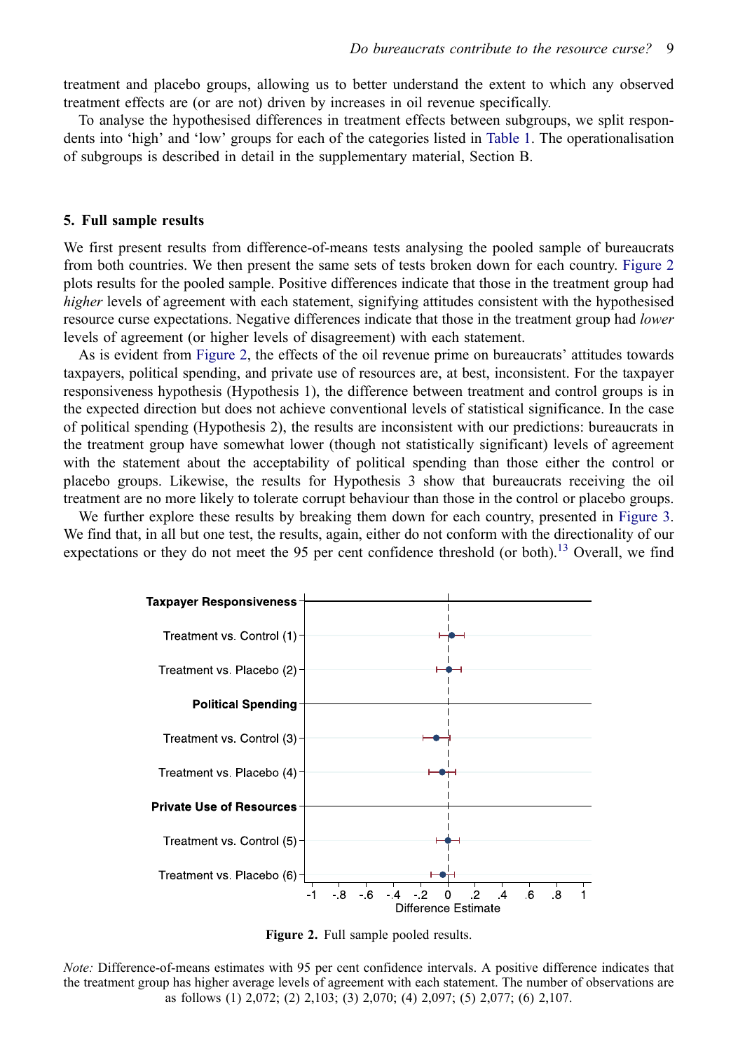treatment and placebo groups, allowing us to better understand the extent to which any observed treatment effects are (or are not) driven by increases in oil revenue specifically.

To analyse the hypothesised differences in treatment effects between subgroups, we split respondents into 'high' and 'low' groups for each of the categories listed in Table 1. The operationalisation of subgroups is described in detail in the supplementary material, Section B.

## 5. Full sample results

We first present results from difference-of-means tests analysing the pooled sample of bureaucrats from both countries. We then present the same sets of tests broken down for each country. Figure 2 plots results for the pooled sample. Positive differences indicate that those in the treatment group had *higher* levels of agreement with each statement, signifying attitudes consistent with the hypothesised resource curse expectations. Negative differences indicate that those in the treatment group had *lower* levels of agreement (or higher levels of disagreement) with each statement.

As is evident from Figure 2, the effects of the oil revenue prime on bureaucrats' attitudes towards taxpayers, political spending, and private use of resources are, at best, inconsistent. For the taxpayer responsiveness hypothesis (Hypothesis 1), the difference between treatment and control groups is in the expected direction but does not achieve conventional levels of statistical significance. In the case of political spending (Hypothesis 2), the results are inconsistent with our predictions: bureaucrats in the treatment group have somewhat lower (though not statistically significant) levels of agreement with the statement about the acceptability of political spending than those either the control or placebo groups. Likewise, the results for Hypothesis 3 show that bureaucrats receiving the oil treatment are no more likely to tolerate corrupt behaviour than those in the control or placebo groups.

We further explore these results by breaking them down for each country, presented in Figure 3. We find that, in all but one test, the results, again, either do not conform with the directionality of our expectations or they do not meet the 95 per cent confidence threshold (or both).[13] Overall, we find

**Figure 2.** Full sample pooled results.

*Note:* Difference-of-means estimates with 95 per cent confidence intervals. A positive difference indicates that the treatment group has higher average levels of agreement with each statement. The number of observations are as follows (1) 2,072; (2) 2,103; (3) 2,070; (4) 2,097; (5) 2,077; (6) 2,107.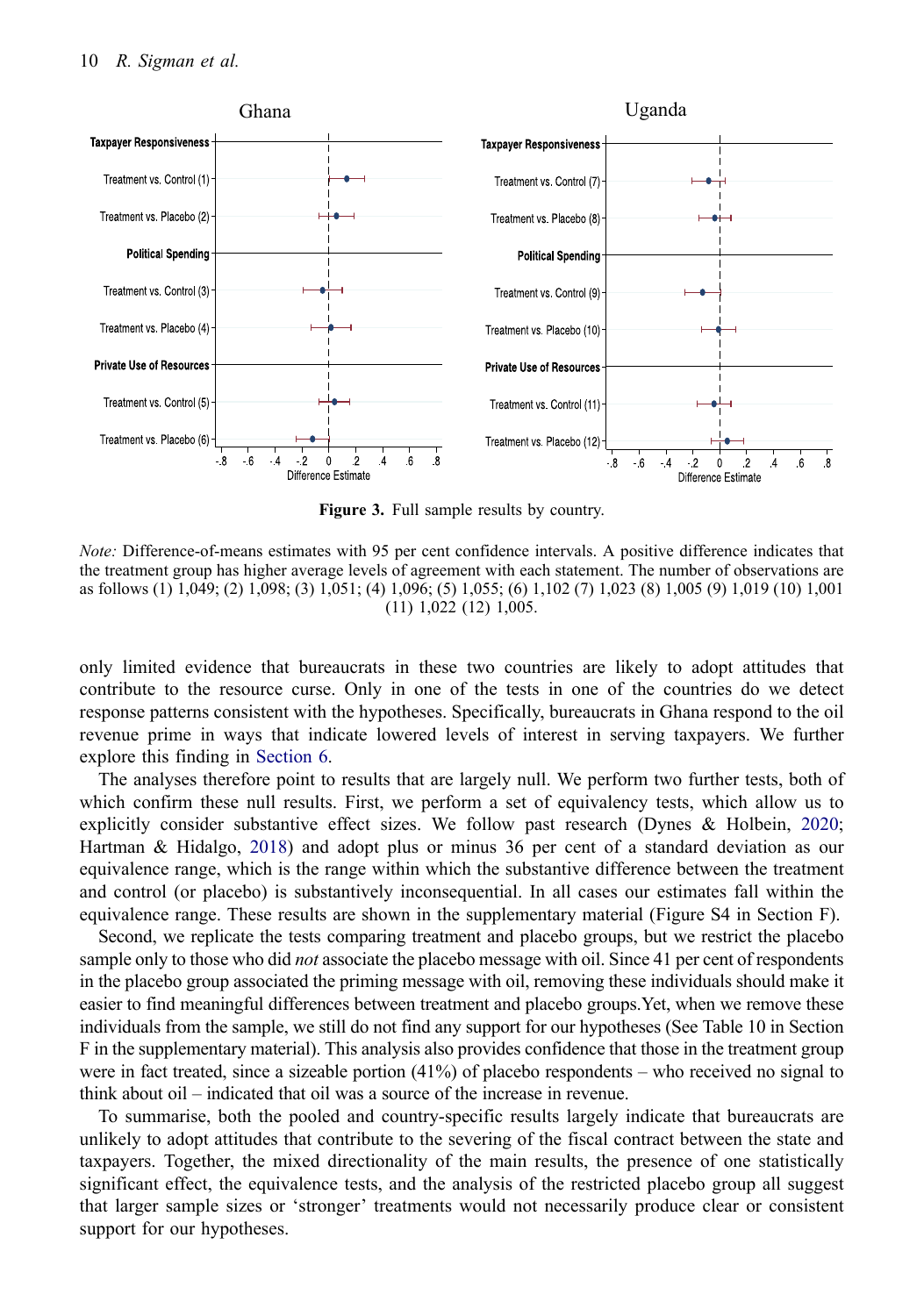Ghana

Taxpayer Responsiveness

Treatment vs. Control (1)

Treatment vs. Placebo (2)

Political Spending

Treatment vs. Control (3)

Treatment vs. Placebo (4)

Private Use of Resources

Treatment vs. Control (5)

Treatment vs. Placebo (6)

-.8 -.6 -.4 -.2 0 .2 .4 .6 .8

Difference Estimate

Uganda

Taxpayer Responsiveness

Treatment vs. Control (7)

Treatment vs. Placebo (8)

Political Spending

Treatment vs. Control (9)

Treatment vs. Placebo (10)

Private Use of Resources

Treatment vs. Control (11)

Treatment vs. Placebo (12)

-.8 -.6 -.4 -.2 0 .2 .4 .6 .8

Difference Estimate

**Figure 3.** Full sample results by country.

*Note:* Difference-of-means estimates with 95 per cent confidence intervals. A positive difference indicates that the treatment group has higher average levels of agreement with each statement. The number of observations are as follows (1) 1,049; (2) 1,098; (3) 1,051; (4) 1,096; (5) 1,055; (6) 1,102 (7) 1,023 (8) 1,005 (9) 1,019 (10) 1,001 (11) 1,022 (12) 1,005.

only limited evidence that bureaucrats in these two countries are likely to adopt attitudes that contribute to the resource curse. Only in one of the tests in one of the countries do we detect response patterns consistent with the hypotheses. Specifically, bureaucrats in Ghana respond to the oil revenue prime in ways that indicate lowered levels of interest in serving taxpayers. We further explore this finding in Section 6.

The analyses therefore point to results that are largely null. We perform two further tests, both of which confirm these null results. First, we perform a set of equivalency tests, which allow us to explicitly consider substantive effect sizes. We follow past research (Dynes & Holbein, 2020; Hartman & Hidalgo, 2018) and adopt plus or minus 36 per cent of a standard deviation as our equivalence range, which is the range within which the substantive difference between the treatment and control (or placebo) is substantively inconsequential. In all cases our estimates fall within the equivalence range. These results are shown in the supplementary material (Figure S4 in Section F).

Second, we replicate the tests comparing treatment and placebo groups, but we restrict the placebo sample only to those who did *not* associate the placebo message with oil. Since 41 per cent of respondents in the placebo group associated the priming message with oil, removing these individuals should make it easier to find meaningful differences between treatment and placebo groups.Yet, when we remove these individuals from the sample, we still do not find any support for our hypotheses (See Table 10 in Section F in the supplementary material). This analysis also provides confidence that those in the treatment group were in fact treated, since a sizeable portion (41%) of placebo respondents – who received no signal to think about oil – indicated that oil was a source of the increase in revenue.

To summarise, both the pooled and country-specific results largely indicate that bureaucrats are unlikely to adopt attitudes that contribute to the severing of the fiscal contract between the state and taxpayers. Together, the mixed directionality of the main results, the presence of one statistically significant effect, the equivalence tests, and the analysis of the restricted placebo group all suggest that larger sample sizes or 'stronger' treatments would not necessarily produce clear or consistent support for our hypotheses.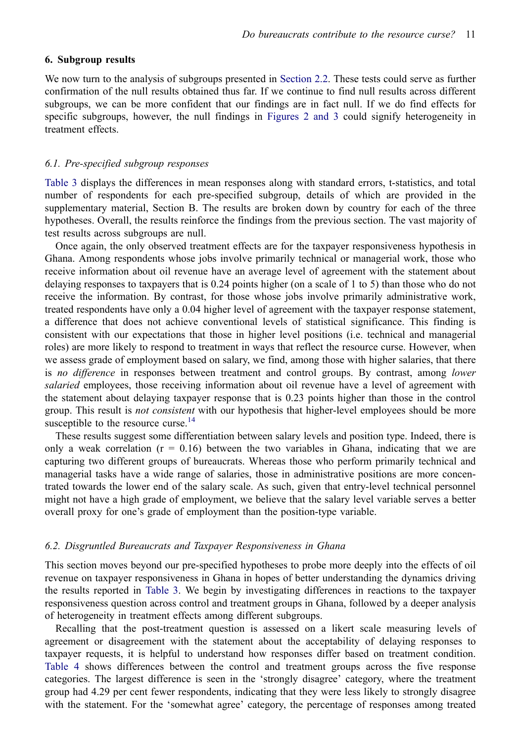## 6. Subgroup results

We now turn to the analysis of subgroups presented in Section 2.2. These tests could serve as further confirmation of the null results obtained thus far. If we continue to find null results across different subgroups, we can be more confident that our findings are in fact null. If we do find effects for specific subgroups, however, the null findings in Figures 2 and 3 could signify heterogeneity in treatment effects.

### *6.1. Pre-specified subgroup responses*

Table 3 displays the differences in mean responses along with standard errors, t-statistics, and total number of respondents for each pre-specified subgroup, details of which are provided in the supplementary material, Section B. The results are broken down by country for each of the three hypotheses. Overall, the results reinforce the findings from the previous section. The vast majority of test results across subgroups are null.

Once again, the only observed treatment effects are for the taxpayer responsiveness hypothesis in Ghana. Among respondents whose jobs involve primarily technical or managerial work, those who receive information about oil revenue have an average level of agreement with the statement about delaying responses to taxpayers that is 0.24 points higher (on a scale of 1 to 5) than those who do not receive the information. By contrast, for those whose jobs involve primarily administrative work, treated respondents have only a 0.04 higher level of agreement with the taxpayer response statement, a difference that does not achieve conventional levels of statistical significance. This finding is consistent with our expectations that those in higher level positions (i.e. technical and managerial roles) are more likely to respond to treatment in ways that reflect the resource curse. However, when we assess grade of employment based on salary, we find, among those with higher salaries, that there is *no difference* in responses between treatment and control groups. By contrast, among *lower salaried* employees, those receiving information about oil revenue have a level of agreement with the statement about delaying taxpayer response that is 0.23 points higher than those in the control group. This result is *not consistent* with our hypothesis that higher-level employees should be more susceptible to the resource curse.[14]

These results suggest some differentiation between salary levels and position type. Indeed, there is only a weak correlation ($r = 0.16$) between the two variables in Ghana, indicating that we are capturing two different groups of bureaucrats. Whereas those who perform primarily technical and managerial tasks have a wide range of salaries, those in administrative positions are more concentrated towards the lower end of the salary scale. As such, given that entry-level technical personnel might not have a high grade of employment, we believe that the salary level variable serves a better overall proxy for one's grade of employment than the position-type variable.

### *6.2. Disgruntled Bureaucrats and Taxpayer Responsiveness in Ghana*

This section moves beyond our pre-specified hypotheses to probe more deeply into the effects of oil revenue on taxpayer responsiveness in Ghana in hopes of better understanding the dynamics driving the results reported in Table 3. We begin by investigating differences in reactions to the taxpayer responsiveness question across control and treatment groups in Ghana, followed by a deeper analysis of heterogeneity in treatment effects among different subgroups.

Recalling that the post-treatment question is assessed on a likert scale measuring levels of agreement or disagreement with the statement about the acceptability of delaying responses to taxpayer requests, it is helpful to understand how responses differ based on treatment condition. Table 4 shows differences between the control and treatment groups across the five response categories. The largest difference is seen in the 'strongly disagree' category, where the treatment group had 4.29 per cent fewer respondents, indicating that they were less likely to strongly disagree with the statement. For the 'somewhat agree' category, the percentage of responses among treated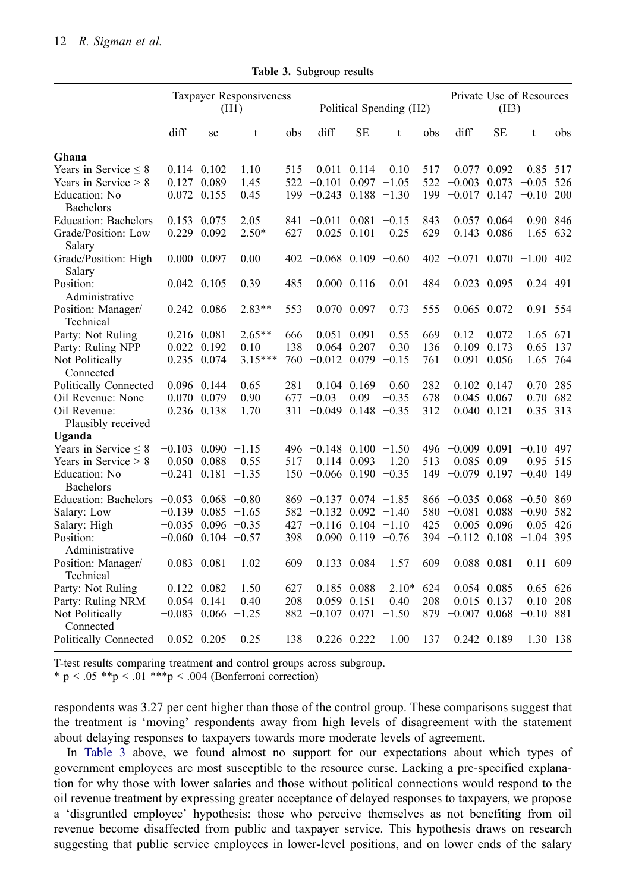**Table 3.** Subgroup results

| | Taxpayer Responsiveness (H1) | | | | Political Spending (H2) | | | | Private Use of Resources (H3) | | | |
|---|---|---|---|---|---|---|---|---|---|---|---|---|
| | diff | se | t | obs | diff | SE | t | obs | diff | SE | t | obs |
| **Ghana** | | | | | | | | | | | | |
| Years in Service ≤ 8 | 0.114 | 0.102 | 1.10 | 515 | 0.011 | 0.114 | 0.10 | 517 | 0.077 | 0.092 | 0.85 | 517 |
| Years in Service > 8 | 0.127 | 0.089 | 1.45 | 522 | −0.101 | 0.097 | −1.05 | 522 | −0.003 | 0.073 | −0.05 | 526 |
| Education: No Bachelors | 0.072 | 0.155 | 0.45 | 199 | −0.243 | 0.188 | −1.30 | 199 | −0.017 | 0.147 | −0.10 | 200 |
| Education: Bachelors | 0.153 | 0.075 | 2.05 | 841 | −0.011 | 0.081 | −0.15 | 843 | 0.057 | 0.064 | 0.90 | 846 |
| Grade/Position: Low Salary | 0.229 | 0.092 | 2.50* | 627 | −0.025 | 0.101 | −0.25 | 629 | 0.143 | 0.086 | 1.65 | 632 |
| Grade/Position: High Salary | 0.000 | 0.097 | 0.00 | 402 | −0.068 | 0.109 | −0.60 | 402 | −0.071 | 0.070 | −1.00 | 402 |
| Position: Administrative | 0.042 | 0.105 | 0.39 | 485 | 0.000 | 0.116 | 0.01 | 484 | 0.023 | 0.095 | 0.24 | 491 |
| Position: Manager/ Technical | 0.242 | 0.086 | 2.83** | 553 | −0.070 | 0.097 | −0.73 | 555 | 0.065 | 0.072 | 0.91 | 554 |
| Party: Not Ruling | 0.216 | 0.081 | 2.65** | 666 | 0.051 | 0.091 | 0.55 | 669 | 0.12 | 0.072 | 1.65 | 671 |
| Party: Ruling NPP | −0.022 | 0.192 | −0.10 | 138 | −0.064 | 0.207 | −0.30 | 136 | 0.109 | 0.173 | 0.65 | 137 |
| Not Politically Connected | 0.235 | 0.074 | 3.15*** | 760 | −0.012 | 0.079 | −0.15 | 761 | 0.091 | 0.056 | 1.65 | 764 |
| Politically Connected | −0.096 | 0.144 | −0.65 | 281 | −0.104 | 0.169 | −0.60 | 282 | −0.102 | 0.147 | −0.70 | 285 |
| Oil Revenue: None | 0.070 | 0.079 | 0.90 | 677 | −0.03 | 0.09 | −0.35 | 678 | 0.045 | 0.067 | 0.70 | 682 |
| Oil Revenue: Plausibly received | 0.236 | 0.138 | 1.70 | 311 | −0.049 | 0.148 | −0.35 | 312 | 0.040 | 0.121 | 0.35 | 313 |
| **Uganda** | | | | | | | | | | | | |
| Years in Service ≤ 8 | −0.103 | 0.090 | −1.15 | 496 | −0.148 | 0.100 | −1.50 | 496 | −0.009 | 0.091 | −0.10 | 497 |
| Years in Service > 8 | −0.050 | 0.088 | −0.55 | 517 | −0.114 | 0.093 | −1.20 | 513 | −0.085 | 0.09 | −0.95 | 515 |
| Education: No Bachelors | −0.241 | 0.181 | −1.35 | 150 | −0.066 | 0.190 | −0.35 | 149 | −0.079 | 0.197 | −0.40 | 149 |
| Education: Bachelors | −0.053 | 0.068 | −0.80 | 869 | −0.137 | 0.074 | −1.85 | 866 | −0.035 | 0.068 | −0.50 | 869 |
| Salary: Low | −0.139 | 0.085 | −1.65 | 582 | −0.132 | 0.092 | −1.40 | 580 | −0.081 | 0.088 | −0.90 | 582 |
| Salary: High | −0.035 | 0.096 | −0.35 | 427 | −0.116 | 0.104 | −1.10 | 425 | 0.005 | 0.096 | 0.05 | 426 |
| Position: Administrative | −0.060 | 0.104 | −0.57 | 398 | 0.090 | 0.119 | −0.76 | 394 | −0.112 | 0.108 | −1.04 | 395 |
| Position: Manager/ Technical | −0.083 | 0.081 | −1.02 | 609 | −0.133 | 0.084 | −1.57 | 609 | 0.088 | 0.081 | 0.11 | 609 |
| Party: Not Ruling | −0.122 | 0.082 | −1.50 | 627 | −0.185 | 0.088 | −2.10* | 624 | −0.054 | 0.085 | −0.65 | 626 |
| Party: Ruling NRM | −0.054 | 0.141 | −0.40 | 208 | −0.059 | 0.151 | −0.40 | 208 | −0.015 | 0.137 | −0.10 | 208 |
| Not Politically Connected | −0.083 | 0.066 | −1.25 | 882 | −0.107 | 0.071 | −1.50 | 879 | −0.007 | 0.068 | −0.10 | 881 |
| Politically Connected | −0.052 | 0.205 | −0.25 | 138 | −0.226 | 0.222 | −1.00 | 137 | −0.242 | 0.189 | −1.30 | 138 |

T-test results comparing treatment and control groups across subgroup.
* $p < .05$ ** $p < .01$ *** $p < .004$ (Bonferroni correction)

respondents was 3.27 per cent higher than those of the control group. These comparisons suggest that the treatment is 'moving' respondents away from high levels of disagreement with the statement about delaying responses to taxpayers towards more moderate levels of agreement.

In Table 3 above, we found almost no support for our expectations about which types of government employees are most susceptible to the resource curse. Lacking a pre-specified explanation for why those with lower salaries and those without political connections would respond to the oil revenue treatment by expressing greater acceptance of delayed responses to taxpayers, we propose a 'disgruntled employee' hypothesis: those who perceive themselves as not benefiting from oil revenue become disaffected from public and taxpayer service. This hypothesis draws on research suggesting that public service employees in lower-level positions, and on lower ends of the salary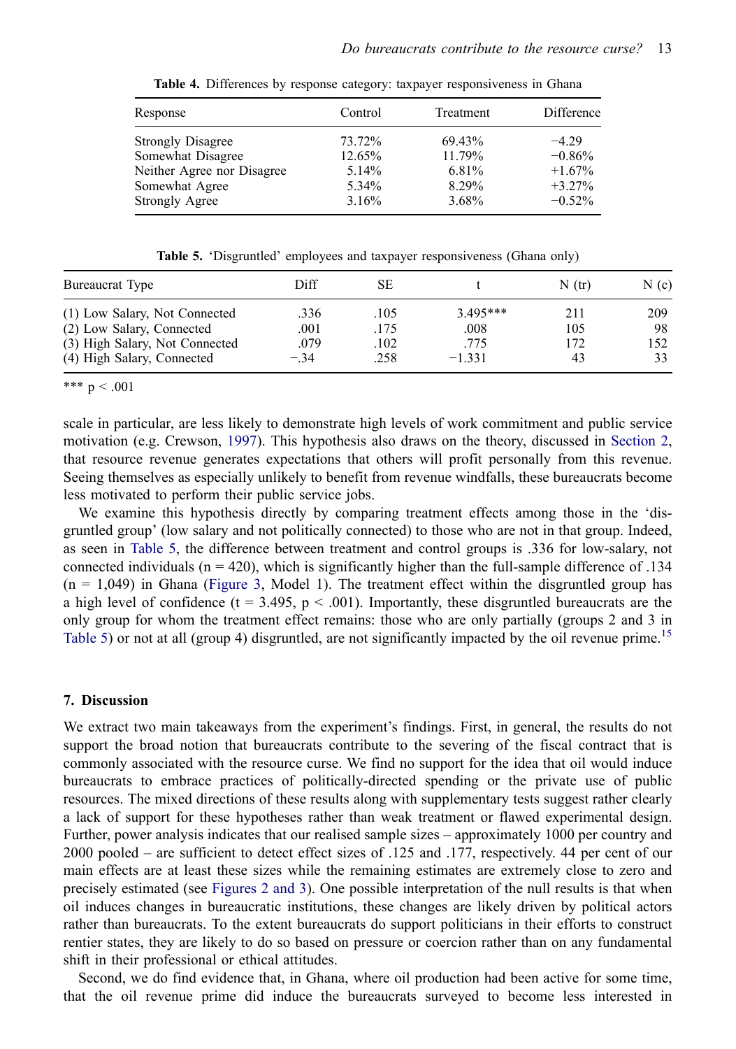**Table 4.** Differences by response category: taxpayer responsiveness in Ghana

| Response | Control | Treatment | Difference |
| --- | --- | --- | --- |
| Strongly Disagree | 73.72% | 69.43% | −4.29 |
| Somewhat Disagree | 12.65% | 11.79% | −0.86% |
| Neither Agree nor Disagree | 5.14% | 6.81% | +1.67% |
| Somewhat Agree | 5.34% | 8.29% | +3.27% |
| Strongly Agree | 3.16% | 3.68% | −0.52% |

**Table 5.** 'Disgruntled' employees and taxpayer responsiveness (Ghana only)

| Bureaucrat Type | Diff | SE | t | N (tr) | N (c) |
| --- | --- | --- | --- | --- | --- |
| (1) Low Salary, Not Connected | .336 | .105 | 3.495*** | 211 | 209 |
| (2) Low Salary, Connected | .001 | .175 | .008 | 105 | 98 |
| (3) High Salary, Not Connected | .079 | .102 | .775 | 172 | 152 |
| (4) High Salary, Connected | −.34 | .258 | −1.331 | 43 | 33 |

*** p < .001

scale in particular, are less likely to demonstrate high levels of work commitment and public service motivation (e.g. Crewson, 1997). This hypothesis also draws on the theory, discussed in Section 2, that resource revenue generates expectations that others will profit personally from this revenue. Seeing themselves as especially unlikely to benefit from revenue windfalls, these bureaucrats become less motivated to perform their public service jobs.

We examine this hypothesis directly by comparing treatment effects among those in the 'disgruntled group' (low salary and not politically connected) to those who are not in that group. Indeed, as seen in Table 5, the difference between treatment and control groups is .336 for low-salary, not connected individuals (n = 420), which is significantly higher than the full-sample difference of .134 (n = 1,049) in Ghana (Figure 3, Model 1). The treatment effect within the disgruntled group has a high level of confidence (t = 3.495, p < .001). Importantly, these disgruntled bureaucrats are the only group for whom the treatment effect remains: those who are only partially (groups 2 and 3 in Table 5) or not at all (group 4) disgruntled, are not significantly impacted by the oil revenue prime.[15]

## 7. Discussion

We extract two main takeaways from the experiment's findings. First, in general, the results do not support the broad notion that bureaucrats contribute to the severing of the fiscal contract that is commonly associated with the resource curse. We find no support for the idea that oil would induce bureaucrats to embrace practices of politically-directed spending or the private use of public resources. The mixed directions of these results along with supplementary tests suggest rather clearly a lack of support for these hypotheses rather than weak treatment or flawed experimental design. Further, power analysis indicates that our realised sample sizes – approximately 1000 per country and 2000 pooled – are sufficient to detect effect sizes of .125 and .177, respectively. 44 per cent of our main effects are at least these sizes while the remaining estimates are extremely close to zero and precisely estimated (see Figures 2 and 3). One possible interpretation of the null results is that when oil induces changes in bureaucratic institutions, these changes are likely driven by political actors rather than bureaucrats. To the extent bureaucrats do support politicians in their efforts to construct rentier states, they are likely to do so based on pressure or coercion rather than on any fundamental shift in their professional or ethical attitudes.

Second, we do find evidence that, in Ghana, where oil production had been active for some time, that the oil revenue prime did induce the bureaucrats surveyed to become less interested in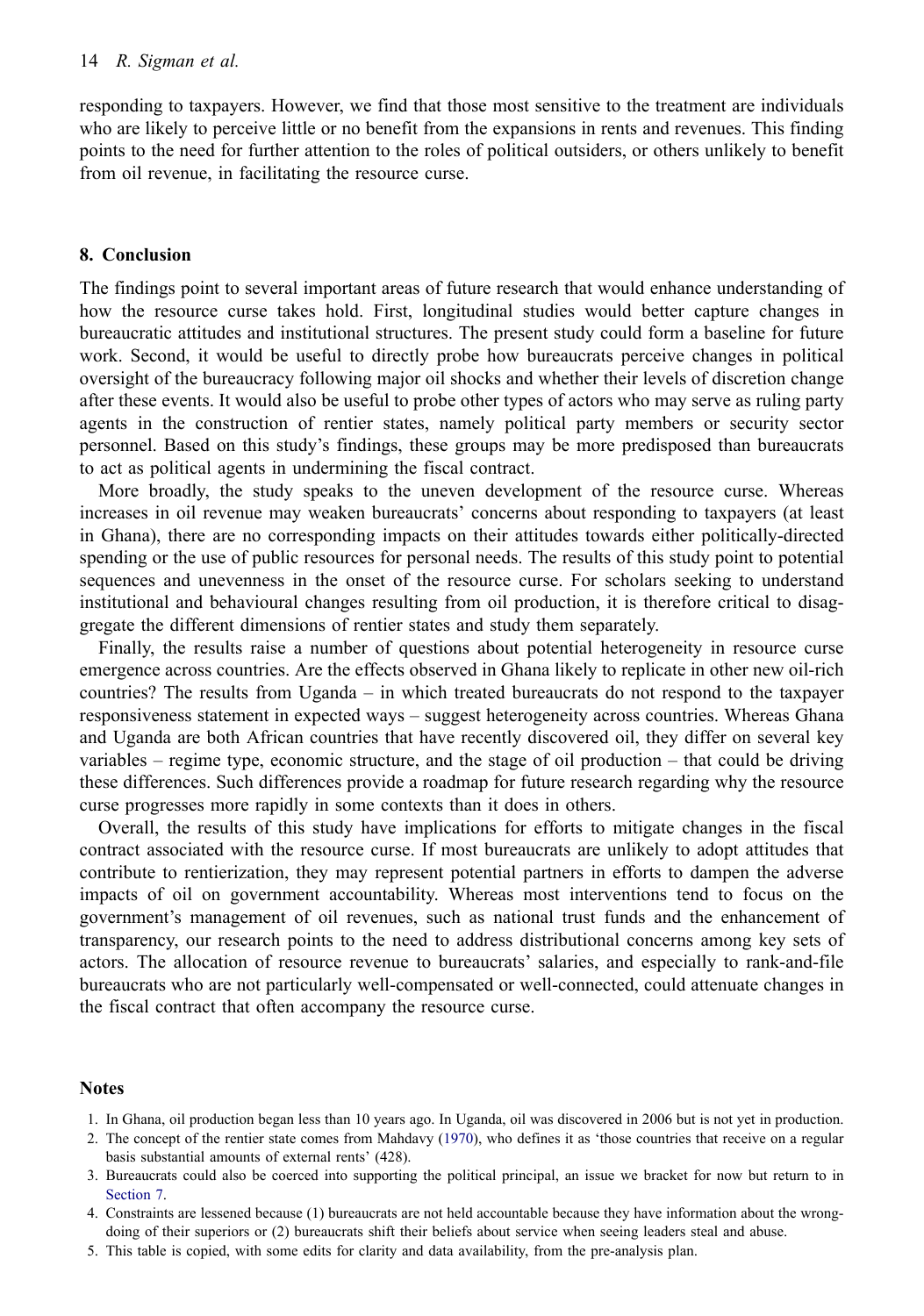responding to taxpayers. However, we find that those most sensitive to the treatment are individuals who are likely to perceive little or no benefit from the expansions in rents and revenues. This finding points to the need for further attention to the roles of political outsiders, or others unlikely to benefit from oil revenue, in facilitating the resource curse.

## 8. Conclusion

The findings point to several important areas of future research that would enhance understanding of how the resource curse takes hold. First, longitudinal studies would better capture changes in bureaucratic attitudes and institutional structures. The present study could form a baseline for future work. Second, it would be useful to directly probe how bureaucrats perceive changes in political oversight of the bureaucracy following major oil shocks and whether their levels of discretion change after these events. It would also be useful to probe other types of actors who may serve as ruling party agents in the construction of rentier states, namely political party members or security sector personnel. Based on this study's findings, these groups may be more predisposed than bureaucrats to act as political agents in undermining the fiscal contract.

More broadly, the study speaks to the uneven development of the resource curse. Whereas increases in oil revenue may weaken bureaucrats' concerns about responding to taxpayers (at least in Ghana), there are no corresponding impacts on their attitudes towards either politically-directed spending or the use of public resources for personal needs. The results of this study point to potential sequences and unevenness in the onset of the resource curse. For scholars seeking to understand institutional and behavioural changes resulting from oil production, it is therefore critical to disaggregate the different dimensions of rentier states and study them separately.

Finally, the results raise a number of questions about potential heterogeneity in resource curse emergence across countries. Are the effects observed in Ghana likely to replicate in other new oil-rich countries? The results from Uganda – in which treated bureaucrats do not respond to the taxpayer responsiveness statement in expected ways – suggest heterogeneity across countries. Whereas Ghana and Uganda are both African countries that have recently discovered oil, they differ on several key variables – regime type, economic structure, and the stage of oil production – that could be driving these differences. Such differences provide a roadmap for future research regarding why the resource curse progresses more rapidly in some contexts than it does in others.

Overall, the results of this study have implications for efforts to mitigate changes in the fiscal contract associated with the resource curse. If most bureaucrats are unlikely to adopt attitudes that contribute to rentierization, they may represent potential partners in efforts to dampen the adverse impacts of oil on government accountability. Whereas most interventions tend to focus on the government's management of oil revenues, such as national trust funds and the enhancement of transparency, our research points to the need to address distributional concerns among key sets of actors. The allocation of resource revenue to bureaucrats' salaries, and especially to rank-and-file bureaucrats who are not particularly well-compensated or well-connected, could attenuate changes in the fiscal contract that often accompany the resource curse.

## Notes

1. In Ghana, oil production began less than 10 years ago. In Uganda, oil was discovered in 2006 but is not yet in production.
2. The concept of the rentier state comes from Mahdavy (1970), who defines it as 'those countries that receive on a regular basis substantial amounts of external rents' (428).
3. Bureaucrats could also be coerced into supporting the political principal, an issue we bracket for now but return to in Section 7.
4. Constraints are lessened because (1) bureaucrats are not held accountable because they have information about the wrongdoing of their superiors or (2) bureaucrats shift their beliefs about service when seeing leaders steal and abuse.
5. This table is copied, with some edits for clarity and data availability, from the pre-analysis plan.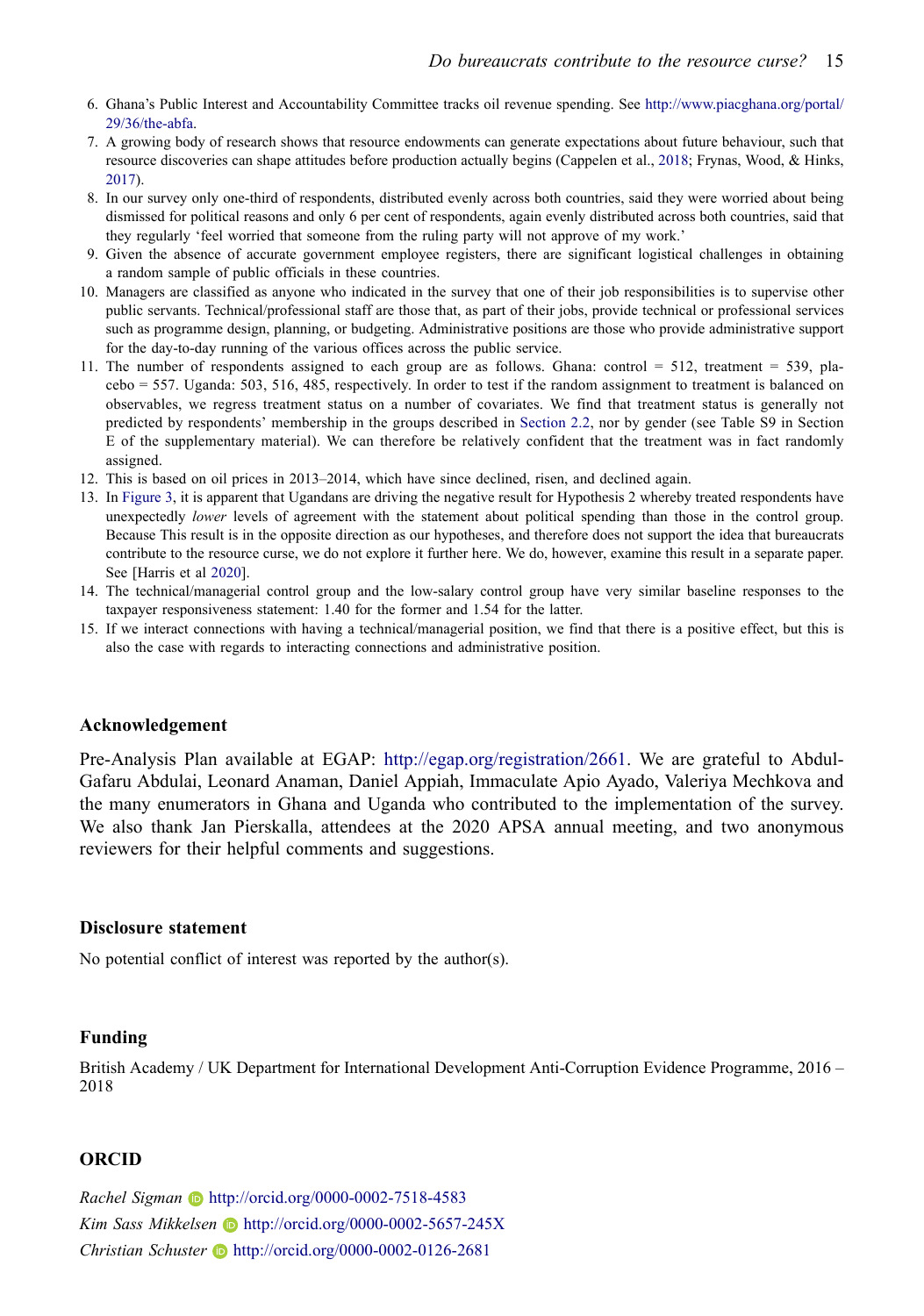6. Ghana's Public Interest and Accountability Committee tracks oil revenue spending. See http://www.piacghana.org/portal/29/36/the-abfa.
7. A growing body of research shows that resource endowments can generate expectations about future behaviour, such that resource discoveries can shape attitudes before production actually begins (Cappelen et al., 2018; Frynas, Wood, & Hinks, 2017).
8. In our survey only one-third of respondents, distributed evenly across both countries, said they were worried about being dismissed for political reasons and only 6 per cent of respondents, again evenly distributed across both countries, said that they regularly 'feel worried that someone from the ruling party will not approve of my work.'
9. Given the absence of accurate government employee registers, there are significant logistical challenges in obtaining a random sample of public officials in these countries.
10. Managers are classified as anyone who indicated in the survey that one of their job responsibilities is to supervise other public servants. Technical/professional staff are those that, as part of their jobs, provide technical or professional services such as programme design, planning, or budgeting. Administrative positions are those who provide administrative support for the day-to-day running of the various offices across the public service.
11. The number of respondents assigned to each group are as follows. Ghana: control = 512, treatment = 539, placebo = 557. Uganda: 503, 516, 485, respectively. In order to test if the random assignment to treatment is balanced on observables, we regress treatment status on a number of covariates. We find that treatment status is generally not predicted by respondents' membership in the groups described in Section 2.2, nor by gender (see Table S9 in Section E of the supplementary material). We can therefore be relatively confident that the treatment was in fact randomly assigned.
12. This is based on oil prices in 2013–2014, which have since declined, risen, and declined again.
13. In Figure 3, it is apparent that Ugandans are driving the negative result for Hypothesis 2 whereby treated respondents have unexpectedly *lower* levels of agreement with the statement about political spending than those in the control group. Because This result is in the opposite direction as our hypotheses, and therefore does not support the idea that bureaucrats contribute to the resource curse, we do not explore it further here. We do, however, examine this result in a separate paper. See [Harris et al 2020].
14. The technical/managerial control group and the low-salary control group have very similar baseline responses to the taxpayer responsiveness statement: 1.40 for the former and 1.54 for the latter.
15. If we interact connections with having a technical/managerial position, we find that there is a positive effect, but this is also the case with regards to interacting connections and administrative position.

## Acknowledgement

Pre-Analysis Plan available at EGAP: http://egap.org/registration/2661. We are grateful to Abdul-Gafaru Abdulai, Leonard Anaman, Daniel Appiah, Immaculate Apio Ayado, Valeriya Mechkova and the many enumerators in Ghana and Uganda who contributed to the implementation of the survey. We also thank Jan Pierskalla, attendees at the 2020 APSA annual meeting, and two anonymous reviewers for their helpful comments and suggestions.

## Disclosure statement

No potential conflict of interest was reported by the author(s).

## Funding

British Academy / UK Department for International Development Anti-Corruption Evidence Programme, 2016 – 2018

## ORCID

*Rachel Sigman* http://orcid.org/0000-0002-7518-4583
*Kim Sass Mikkelsen* http://orcid.org/0000-0002-5657-245X
*Christian Schuster* http://orcid.org/0000-0002-0126-2681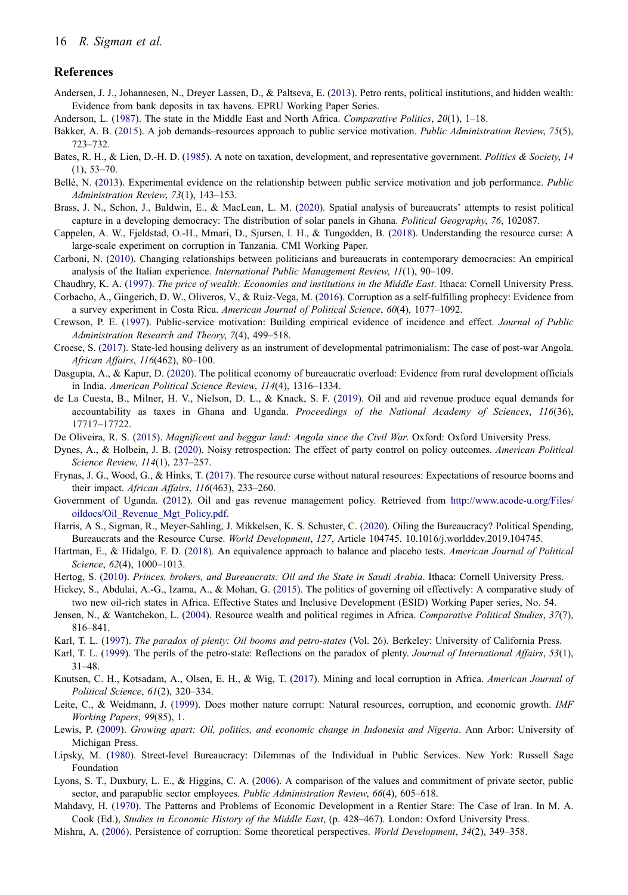## References

Andersen, J. J., Johannesen, N., Dreyer Lassen, D., & Paltseva, E. (2013). Petro rents, political institutions, and hidden wealth: Evidence from bank deposits in tax havens. EPRU Working Paper Series.

Anderson, L. (1987). The state in the Middle East and North Africa. *Comparative Politics*, *20*(1), 1–18.

Bakker, A. B. (2015). A job demands–resources approach to public service motivation. *Public Administration Review*, *75*(5), 723–732.

Bates, R. H., & Lien, D.-H. D. (1985). A note on taxation, development, and representative government. *Politics & Society*, *14* (1), 53–70.

Bellé, N. (2013). Experimental evidence on the relationship between public service motivation and job performance. *Public Administration Review*, *73*(1), 143–153.

Brass, J. N., Schon, J., Baldwin, E., & MacLean, L. M. (2020). Spatial analysis of bureaucrats' attempts to resist political capture in a developing democracy: The distribution of solar panels in Ghana. *Political Geography*, *76*, 102087.

Cappelen, A. W., Fjeldstad, O.-H., Mmari, D., Sjursen, I. H., & Tungodden, B. (2018). Understanding the resource curse: A large-scale experiment on corruption in Tanzania. CMI Working Paper.

Carboni, N. (2010). Changing relationships between politicians and bureaucrats in contemporary democracies: An empirical analysis of the Italian experience. *International Public Management Review*, *11*(1), 90–109.

Chaudhry, K. A. (1997). *The price of wealth: Economies and institutions in the Middle East*. Ithaca: Cornell University Press.

Corbacho, A., Gingerich, D. W., Oliveros, V., & Ruiz-Vega, M. (2016). Corruption as a self-fulfilling prophecy: Evidence from a survey experiment in Costa Rica. *American Journal of Political Science*, *60*(4), 1077–1092.

Crewson, P. E. (1997). Public-service motivation: Building empirical evidence of incidence and effect. *Journal of Public Administration Research and Theory*, *7*(4), 499–518.

Croese, S. (2017). State-led housing delivery as an instrument of developmental patrimonialism: The case of post-war Angola. *African Affairs*, *116*(462), 80–100.

Dasgupta, A., & Kapur, D. (2020). The political economy of bureaucratic overload: Evidence from rural development officials in India. *American Political Science Review*, *114*(4), 1316–1334.

de La Cuesta, B., Milner, H. V., Nielson, D. L., & Knack, S. F. (2019). Oil and aid revenue produce equal demands for accountability as taxes in Ghana and Uganda. *Proceedings of the National Academy of Sciences*, *116*(36), 17717–17722.

De Oliveira, R. S. (2015). *Magnificent and beggar land: Angola since the Civil War*. Oxford: Oxford University Press.

Dynes, A., & Holbein, J. B. (2020). Noisy retrospection: The effect of party control on policy outcomes. *American Political Science Review*, *114*(1), 237–257.

Frynas, J. G., Wood, G., & Hinks, T. (2017). The resource curse without natural resources: Expectations of resource booms and their impact. *African Affairs*, *116*(463), 233–260.

Government of Uganda. (2012). Oil and gas revenue management policy. Retrieved from http://www.acode-u.org/Files/oildocs/Oil_Revenue_Mgt_Policy.pdf.

Harris, A S., Sigman, R., Meyer-Sahling, J. Mikkelsen, K. S. Schuster, C. (2020). Oiling the Bureaucracy? Political Spending, Bureaucrats and the Resource Curse. *World Development*, *127*, Article 104745. 10.1016/j.worlddev.2019.104745.

Hartman, E., & Hidalgo, F. D. (2018). An equivalence approach to balance and placebo tests. *American Journal of Political Science*, *62*(4), 1000–1013.

Hertog, S. (2010). *Princes, brokers, and Bureaucrats: Oil and the State in Saudi Arabia*. Ithaca: Cornell University Press.

Hickey, S., Abdulai, A.-G., Izama, A., & Mohan, G. (2015). The politics of governing oil effectively: A comparative study of two new oil-rich states in Africa. Effective States and Inclusive Development (ESID) Working Paper series, No. 54.

Jensen, N., & Wantchekon, L. (2004). Resource wealth and political regimes in Africa. *Comparative Political Studies*, *37*(7), 816–841.

Karl, T. L. (1997). *The paradox of plenty: Oil booms and petro-states* (Vol. 26). Berkeley: University of California Press.

Karl, T. L. (1999). The perils of the petro-state: Reflections on the paradox of plenty. *Journal of International Affairs*, *53*(1), 31–48.

Knutsen, C. H., Kotsadam, A., Olsen, E. H., & Wig, T. (2017). Mining and local corruption in Africa. *American Journal of Political Science*, *61*(2), 320–334.

Leite, C., & Weidmann, J. (1999). Does mother nature corrupt: Natural resources, corruption, and economic growth. *IMF Working Papers*, *99*(85), 1.

Lewis, P. (2009). *Growing apart: Oil, politics, and economic change in Indonesia and Nigeria*. Ann Arbor: University of Michigan Press.

Lipsky, M. (1980). Street-level Bureaucracy: Dilemmas of the Individual in Public Services. New York: Russell Sage Foundation

Lyons, S. T., Duxbury, L. E., & Higgins, C. A. (2006). A comparison of the values and commitment of private sector, public sector, and parapublic sector employees. *Public Administration Review*, *66*(4), 605–618.

Mahdavy, H. (1970). The Patterns and Problems of Economic Development in a Rentier Stare: The Case of Iran. In M. A. Cook (Ed.), *Studies in Economic History of the Middle East*, (p. 428–467). London: Oxford University Press.

Mishra, A. (2006). Persistence of corruption: Some theoretical perspectives. *World Development*, *34*(2), 349–358.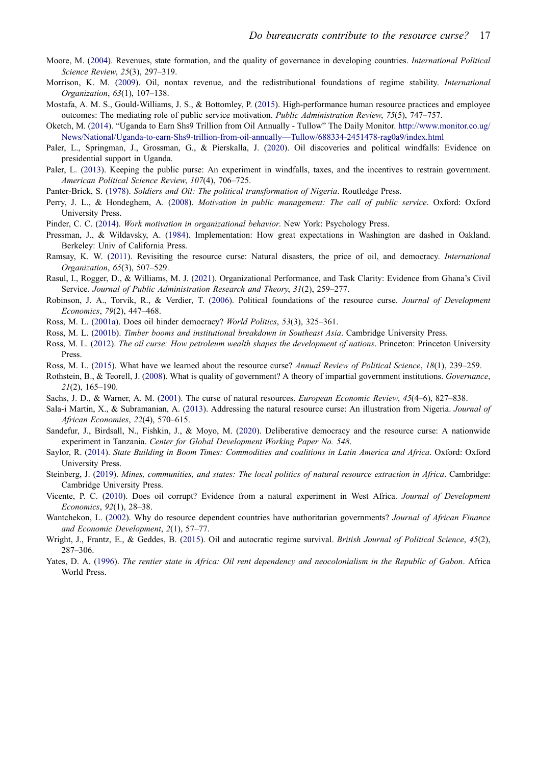Moore, M. (2004). Revenues, state formation, and the quality of governance in developing countries. *International Political Science Review*, *25*(3), 297–319.

Morrison, K. M. (2009). Oil, nontax revenue, and the redistributional foundations of regime stability. *International Organization*, *63*(1), 107–138.

Mostafa, A. M. S., Gould-Williams, J. S., & Bottomley, P. (2015). High-performance human resource practices and employee outcomes: The mediating role of public service motivation. *Public Administration Review*, *75*(5), 747–757.

Oketch, M. (2014). "Uganda to Earn Shs9 Trillion from Oil Annually - Tullow" The Daily Monitor. http://www.monitor.co.ug/News/National/Uganda-to-earn-Shs9-trillion-from-oil-annually—Tullow/688334-2451478-rag0a9/index.html

Paler, L., Springman, J., Grossman, G., & Pierskalla, J. (2020). Oil discoveries and political windfalls: Evidence on presidential support in Uganda.

Paler, L. (2013). Keeping the public purse: An experiment in windfalls, taxes, and the incentives to restrain government. *American Political Science Review*, *107*(4), 706–725.

Panter-Brick, S. (1978). *Soldiers and Oil: The political transformation of Nigeria*. Routledge Press.

Perry, J. L., & Hondeghem, A. (2008). *Motivation in public management: The call of public service*. Oxford: Oxford University Press.

Pinder, C. C. (2014). *Work motivation in organizational behavior*. New York: Psychology Press.

Pressman, J., & Wildavsky, A. (1984). Implementation: How great expectations in Washington are dashed in Oakland. Berkeley: Univ of California Press.

Ramsay, K. W. (2011). Revisiting the resource curse: Natural disasters, the price of oil, and democracy. *International Organization*, *65*(3), 507–529.

Rasul, I., Rogger, D., & Williams, M. J. (2021). Organizational Performance, and Task Clarity: Evidence from Ghana's Civil Service. *Journal of Public Administration Research and Theory*, *31*(2), 259–277.

Robinson, J. A., Torvik, R., & Verdier, T. (2006). Political foundations of the resource curse. *Journal of Development Economics*, *79*(2), 447–468.

Ross, M. L. (2001a). Does oil hinder democracy? *World Politics*, *53*(3), 325–361.

Ross, M. L. (2001b). *Timber booms and institutional breakdown in Southeast Asia*. Cambridge University Press.

Ross, M. L. (2012). *The oil curse: How petroleum wealth shapes the development of nations*. Princeton: Princeton University Press.

Ross, M. L. (2015). What have we learned about the resource curse? *Annual Review of Political Science*, *18*(1), 239–259.

Rothstein, B., & Teorell, J. (2008). What is quality of government? A theory of impartial government institutions. *Governance*, *21*(2), 165–190.

Sachs, J. D., & Warner, A. M. (2001). The curse of natural resources. *European Economic Review*, *45*(4–6), 827–838.

Sala-i Martin, X., & Subramanian, A. (2013). Addressing the natural resource curse: An illustration from Nigeria. *Journal of African Economies*, *22*(4), 570–615.

Sandefur, J., Birdsall, N., Fishkin, J., & Moyo, M. (2020). Deliberative democracy and the resource curse: A nationwide experiment in Tanzania. *Center for Global Development Working Paper No. 548*.

Saylor, R. (2014). *State Building in Boom Times: Commodities and coalitions in Latin America and Africa*. Oxford: Oxford University Press.

Steinberg, J. (2019). *Mines, communities, and states: The local politics of natural resource extraction in Africa*. Cambridge: Cambridge University Press.

Vicente, P. C. (2010). Does oil corrupt? Evidence from a natural experiment in West Africa. *Journal of Development Economics*, *92*(1), 28–38.

Wantchekon, L. (2002). Why do resource dependent countries have authoritarian governments? *Journal of African Finance and Economic Development*, *2*(1), 57–77.

Wright, J., Frantz, E., & Geddes, B. (2015). Oil and autocratic regime survival. *British Journal of Political Science*, *45*(2), 287–306.

Yates, D. A. (1996). *The rentier state in Africa: Oil rent dependency and neocolonialism in the Republic of Gabon*. Africa World Press.